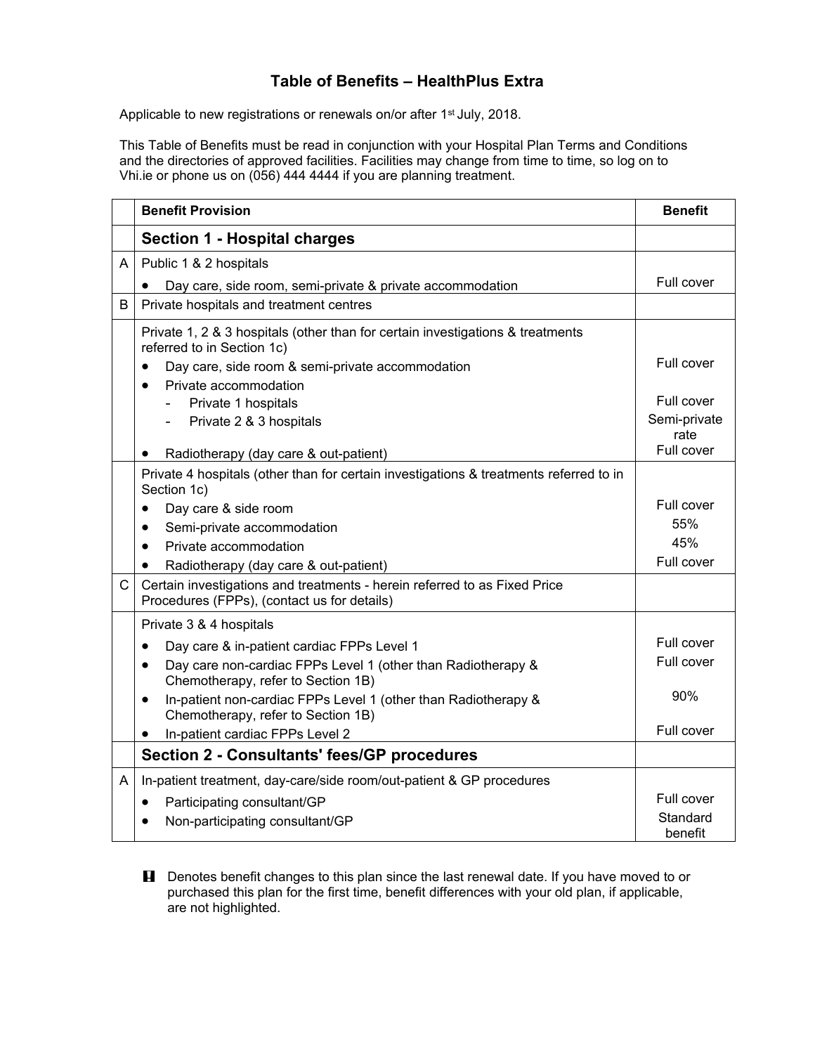# Table of Benefits – HealthPlus Extra

Applicable to new registrations or renewals on/or after 1st July, 2018.

This Table of Benefits must be read in conjunction with your Hospital Plan Terms and Conditions and the directories of approved facilities. Facilities may change from time to time, so log on to Vhi.ie or phone us on (056) 444 4444 if you are planning treatment.

| | Benefit Provision | Benefit |
|---|---|---|
| | **Section 1 - Hospital charges** | |
| A | Public 1 & 2 hospitals | |
| | • Day care, side room, semi-private & private accommodation | Full cover |
| B | Private hospitals and treatment centres | |
| | Private 1, 2 & 3 hospitals (other than for certain investigations & treatments referred to in Section 1c) | |
| | • Day care, side room & semi-private accommodation | Full cover |
| | • Private accommodation | |
| | - Private 1 hospitals | Full cover |
| | - Private 2 & 3 hospitals | Semi-private rate |
| | • Radiotherapy (day care & out-patient) | Full cover |
| | Private 4 hospitals (other than for certain investigations & treatments referred to in Section 1c) | |
| | • Day care & side room | Full cover |
| | • Semi-private accommodation | 55% |
| | • Private accommodation | 45% |
| | • Radiotherapy (day care & out-patient) | Full cover |
| C | Certain investigations and treatments - herein referred to as Fixed Price Procedures (FPPs), (contact us for details) | |
| | Private 3 & 4 hospitals | |
| | • Day care & in-patient cardiac FPPs Level 1 | Full cover |
| | • Day care non-cardiac FPPs Level 1 (other than Radiotherapy & Chemotherapy, refer to Section 1B) | Full cover |
| | • In-patient non-cardiac FPPs Level 1 (other than Radiotherapy & Chemotherapy, refer to Section 1B) | 90% |
| | • In-patient cardiac FPPs Level 2 | Full cover |
| | **Section 2 - Consultants' fees/GP procedures** | |
| A | In-patient treatment, day-care/side room/out-patient & GP procedures | |
| | • Participating consultant/GP | Full cover |
| | • Non-participating consultant/GP | Standard benefit |

**!** Denotes benefit changes to this plan since the last renewal date. If you have moved to or purchased this plan for the first time, benefit differences with your old plan, if applicable, are not highlighted.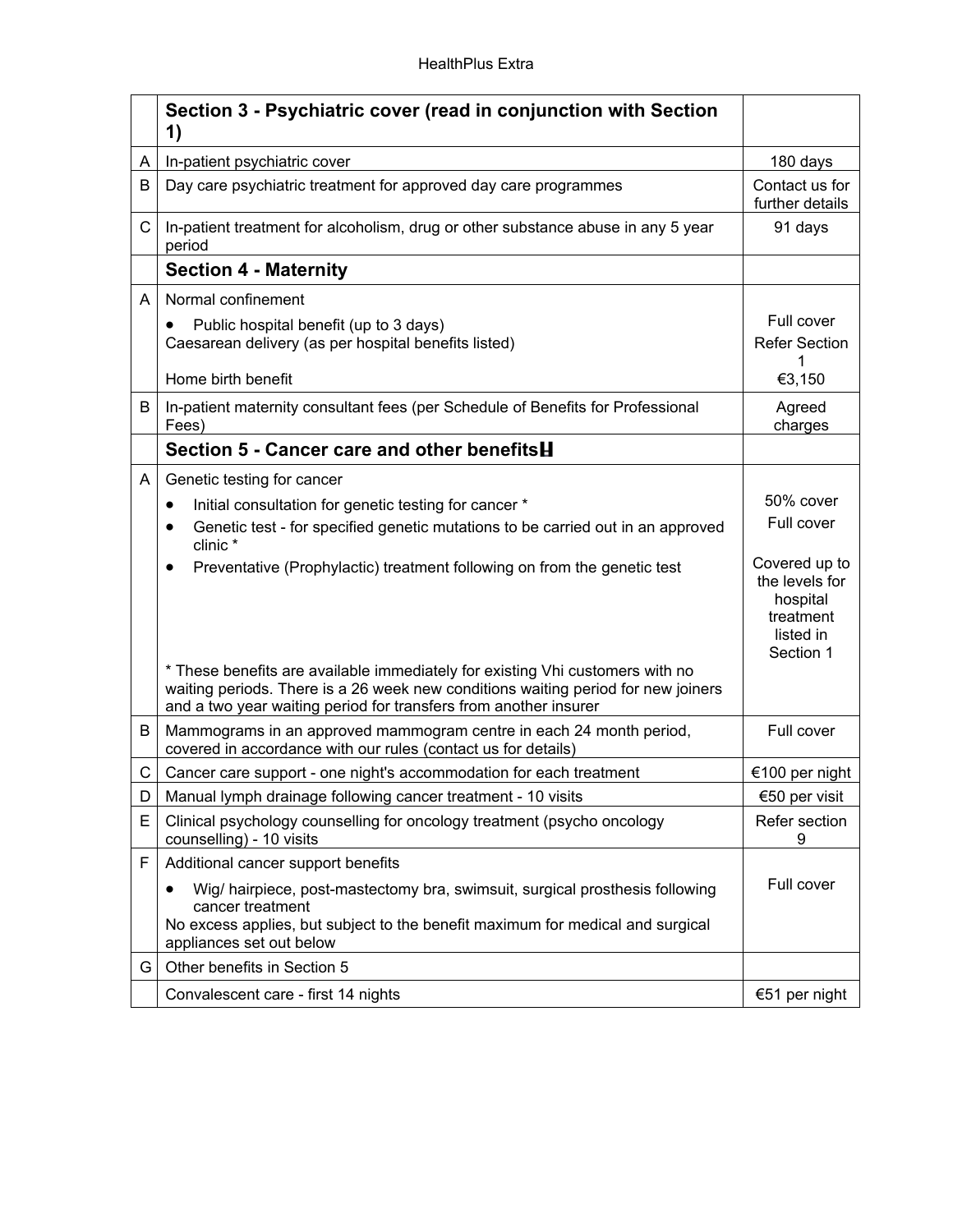| | Section 3 - Psychiatric cover (read in conjunction with Section 1) | |
|---|---|---|
| A | In-patient psychiatric cover | 180 days |
| B | Day care psychiatric treatment for approved day care programmes | Contact us for further details |
| C | In-patient treatment for alcoholism, drug or other substance abuse in any 5 year period | 91 days |
| | **Section 4 - Maternity** | |
| A | Normal confinement<br>• Public hospital benefit (up to 3 days)<br>Caesarean delivery (as per hospital benefits listed)<br><br>Home birth benefit | <br>Full cover<br>Refer Section 1<br>€3,150 |
| B | In-patient maternity consultant fees (per Schedule of Benefits for Professional Fees) | Agreed charges |
| | **Section 5 - Cancer care and other benefits** | |
| A | Genetic testing for cancer<br>• Initial consultation for genetic testing for cancer *<br>• Genetic test - for specified genetic mutations to be carried out in an approved clinic *<br>• Preventative (Prophylactic) treatment following on from the genetic test<br><br>* These benefits are available immediately for existing Vhi customers with no waiting periods. There is a 26 week new conditions waiting period for new joiners and a two year waiting period for transfers from another insurer | <br>50% cover<br>Full cover<br><br>Covered up to the levels for hospital treatment listed in Section 1 |
| B | Mammograms in an approved mammogram centre in each 24 month period, covered in accordance with our rules (contact us for details) | Full cover |
| C | Cancer care support - one night's accommodation for each treatment | €100 per night |
| D | Manual lymph drainage following cancer treatment - 10 visits | €50 per visit |
| E | Clinical psychology counselling for oncology treatment (psycho oncology counselling) - 10 visits | Refer section 9 |
| F | Additional cancer support benefits<br>• Wig/ hairpiece, post-mastectomy bra, swimsuit, surgical prosthesis following cancer treatment<br>No excess applies, but subject to the benefit maximum for medical and surgical appliances set out below | Full cover |
| G | Other benefits in Section 5 | |
| | Convalescent care - first 14 nights | €51 per night |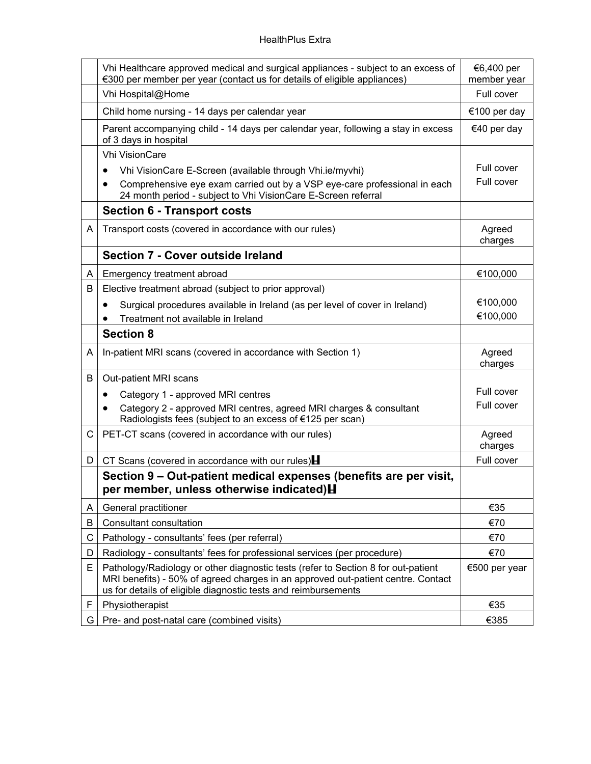| | | |
|---|---|---|
| | Vhi Healthcare approved medical and surgical appliances - subject to an excess of €300 per member per year (contact us for details of eligible appliances) | €6,400 per member year |
| | Vhi Hospital@Home | Full cover |
| | Child home nursing - 14 days per calendar year | €100 per day |
| | Parent accompanying child - 14 days per calendar year, following a stay in excess of 3 days in hospital | €40 per day |
| | Vhi VisionCare<br>• Vhi VisionCare E-Screen (available through Vhi.ie/myvhi)<br>• Comprehensive eye exam carried out by a VSP eye-care professional in each 24 month period - subject to Vhi VisionCare E-Screen referral | <br>Full cover<br>Full cover |
| | **Section 6 - Transport costs** | |
| A | Transport costs (covered in accordance with our rules) | Agreed charges |
| | **Section 7 - Cover outside Ireland** | |
| A | Emergency treatment abroad | €100,000 |
| B | Elective treatment abroad (subject to prior approval)<br>• Surgical procedures available in Ireland (as per level of cover in Ireland)<br>• Treatment not available in Ireland | <br>€100,000<br>€100,000 |
| | **Section 8** | |
| A | In-patient MRI scans (covered in accordance with Section 1) | Agreed charges |
| B | Out-patient MRI scans<br>• Category 1 - approved MRI centres<br>• Category 2 - approved MRI centres, agreed MRI charges & consultant Radiologists fees (subject to an excess of €125 per scan) | <br>Full cover<br>Full cover |
| C | PET-CT scans (covered in accordance with our rules) | Agreed charges |
| D | CT Scans (covered in accordance with our rules) | Full cover |
| | **Section 9 – Out-patient medical expenses (benefits are per visit, per member, unless otherwise indicated)** | |
| A | General practitioner | €35 |
| B | Consultant consultation | €70 |
| C | Pathology - consultants' fees (per referral) | €70 |
| D | Radiology - consultants' fees for professional services (per procedure) | €70 |
| E | Pathology/Radiology or other diagnostic tests (refer to Section 8 for out-patient MRI benefits) - 50% of agreed charges in an approved out-patient centre. Contact us for details of eligible diagnostic tests and reimbursements | €500 per year |
| F | Physiotherapist | €35 |
| G | Pre- and post-natal care (combined visits) | €385 |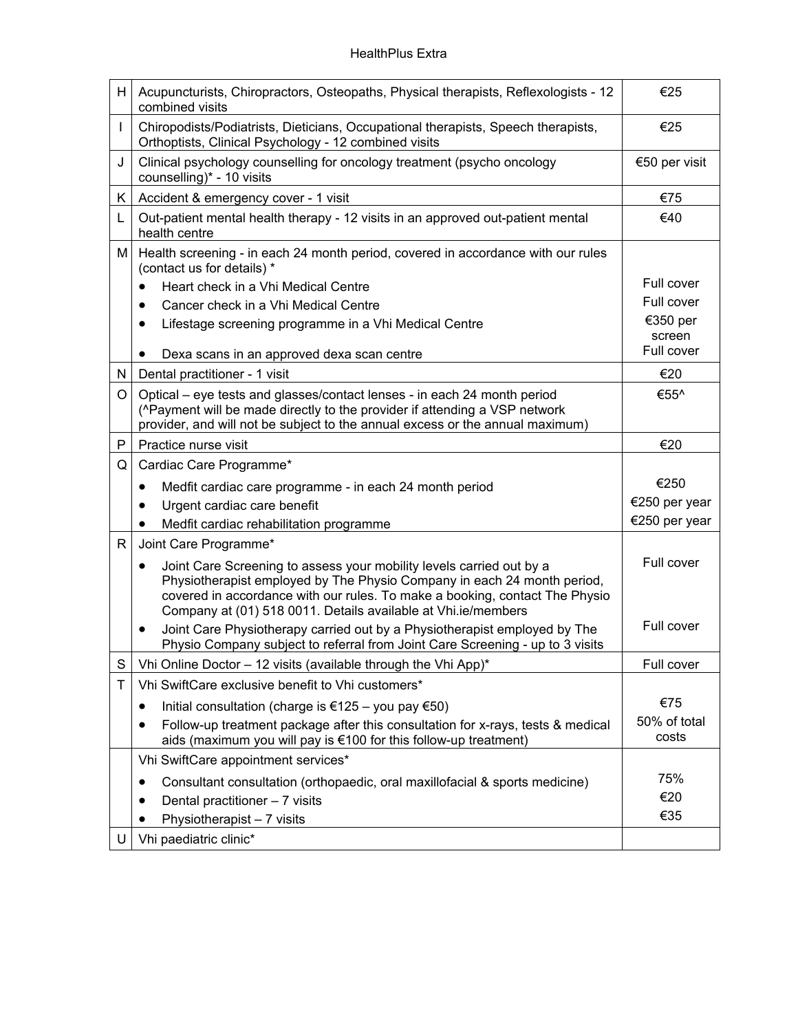| | | |
|---|---|---|
| H | Acupuncturists, Chiropractors, Osteopaths, Physical therapists, Reflexologists - 12 combined visits | €25 |
| I | Chiropodists/Podiatrists, Dieticians, Occupational therapists, Speech therapists, Orthoptists, Clinical Psychology - 12 combined visits | €25 |
| J | Clinical psychology counselling for oncology treatment (psycho oncology counselling)* - 10 visits | €50 per visit |
| K | Accident & emergency cover - 1 visit | €75 |
| L | Out-patient mental health therapy - 12 visits in an approved out-patient mental health centre | €40 |
| M | Health screening - in each 24 month period, covered in accordance with our rules (contact us for details) *<br>• Heart check in a Vhi Medical Centre<br>• Cancer check in a Vhi Medical Centre<br>• Lifestage screening programme in a Vhi Medical Centre<br>• Dexa scans in an approved dexa scan centre | <br>Full cover<br>Full cover<br>€350 per screen<br>Full cover |
| N | Dental practitioner - 1 visit | €20 |
| O | Optical – eye tests and glasses/contact lenses - in each 24 month period (^Payment will be made directly to the provider if attending a VSP network provider, and will not be subject to the annual excess or the annual maximum) | €55^ |
| P | Practice nurse visit | €20 |
| Q | Cardiac Care Programme*<br>• Medfit cardiac care programme - in each 24 month period<br>• Urgent cardiac care benefit<br>• Medfit cardiac rehabilitation programme | <br>€250<br>€250 per year<br>€250 per year |
| R | Joint Care Programme*<br>• Joint Care Screening to assess your mobility levels carried out by a Physiotherapist employed by The Physio Company in each 24 month period, covered in accordance with our rules. To make a booking, contact The Physio Company at (01) 518 0011. Details available at Vhi.ie/members<br>• Joint Care Physiotherapy carried out by a Physiotherapist employed by The Physio Company subject to referral from Joint Care Screening - up to 3 visits | <br>Full cover<br><br>Full cover |
| S | Vhi Online Doctor – 12 visits (available through the Vhi App)* | Full cover |
| T | Vhi SwiftCare exclusive benefit to Vhi customers*<br>• Initial consultation (charge is €125 – you pay €50)<br>• Follow-up treatment package after this consultation for x-rays, tests & medical aids (maximum you will pay is €100 for this follow-up treatment) | <br>€75<br>50% of total costs |
| | Vhi SwiftCare appointment services*<br>• Consultant consultation (orthopaedic, oral maxillofacial & sports medicine)<br>• Dental practitioner – 7 visits<br>• Physiotherapist – 7 visits | <br>75%<br>€20<br>€35 |
| U | Vhi paediatric clinic* | |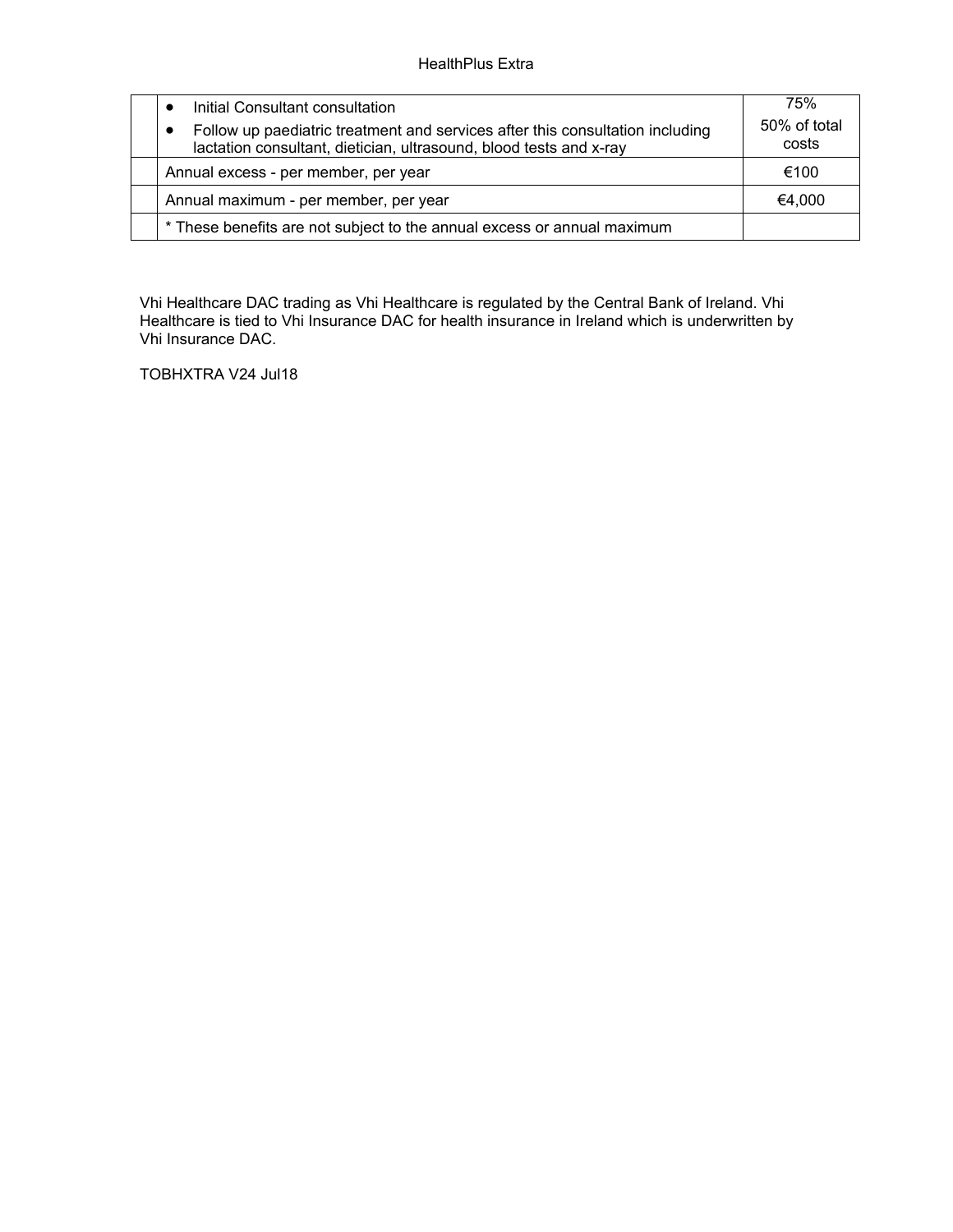| | | |
|---|---|---|
| | • Initial Consultant consultation<br>• Follow up paediatric treatment and services after this consultation including lactation consultant, dietician, ultrasound, blood tests and x-ray | 75%<br>50% of total costs |
| | Annual excess - per member, per year | €100 |
| | Annual maximum - per member, per year | €4,000 |
| | * These benefits are not subject to the annual excess or annual maximum | |

Vhi Healthcare DAC trading as Vhi Healthcare is regulated by the Central Bank of Ireland. Vhi Healthcare is tied to Vhi Insurance DAC for health insurance in Ireland which is underwritten by Vhi Insurance DAC.

TOBHXTRA V24 Jul18